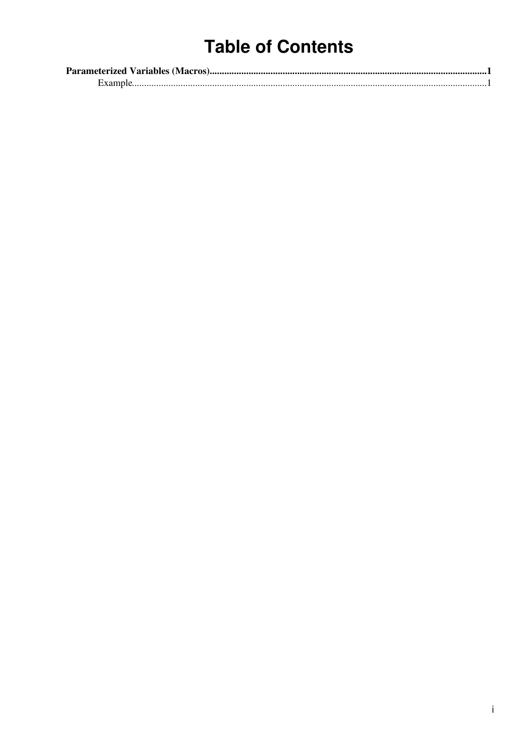# Table of Contents

**Parameterized Variables (Macros)**......................................................................................................................**1**

Example.....................................................................................................................................................1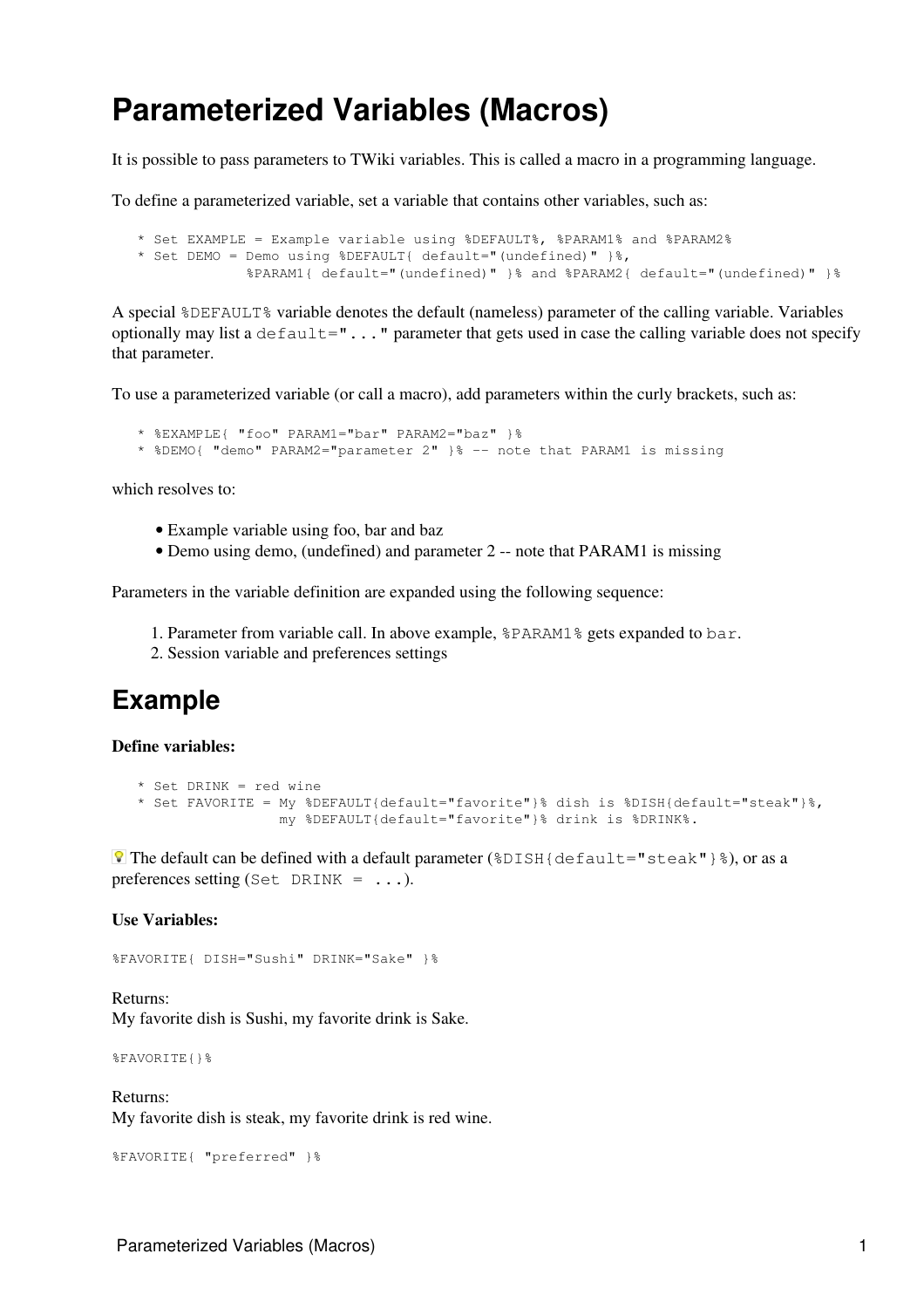# Parameterized Variables (Macros)

It is possible to pass parameters to TWiki variables. This is called a macro in a programming language.

To define a parameterized variable, set a variable that contains other variables, such as:

```
* Set EXAMPLE = Example variable using %DEFAULT%, %PARAM1% and %PARAM2%
* Set DEMO = Demo using %DEFAULT{ default="(undefined)" }%,
             %PARAM1{ default="(undefined)" }% and %PARAM2{ default="(undefined)" }%
```

A special `%DEFAULT%` variable denotes the default (nameless) parameter of the calling variable. Variables optionally may list a `default="..."` parameter that gets used in case the calling variable does not specify that parameter.

To use a parameterized variable (or call a macro), add parameters within the curly brackets, such as:

```
* %EXAMPLE{ "foo" PARAM1="bar" PARAM2="baz" }%
* %DEMO{ "demo" PARAM2="parameter 2" }% -- note that PARAM1 is missing
```

which resolves to:

- Example variable using foo, bar and baz
- Demo using demo, (undefined) and parameter 2 -- note that PARAM1 is missing

Parameters in the variable definition are expanded using the following sequence:

1. Parameter from variable call. In above example, `%PARAM1%` gets expanded to `bar`.
2. Session variable and preferences settings

## Example

**Define variables:**

```
* Set DRINK = red wine
* Set FAVORITE = My %DEFAULT{default="favorite"}% dish is %DISH{default="steak"}%,
                 my %DEFAULT{default="favorite"}% drink is %DRINK%.
```

The default can be defined with a default parameter (`%DISH{default="steak"}%`), or as a preferences setting (`Set DRINK = ...`).

**Use Variables:**

```
%FAVORITE{ DISH="Sushi" DRINK="Sake" }%
```

Returns:
My favorite dish is Sushi, my favorite drink is Sake.

```
%FAVORITE{}%
```

Returns:
My favorite dish is steak, my favorite drink is red wine.

```
%FAVORITE{ "preferred" }%
```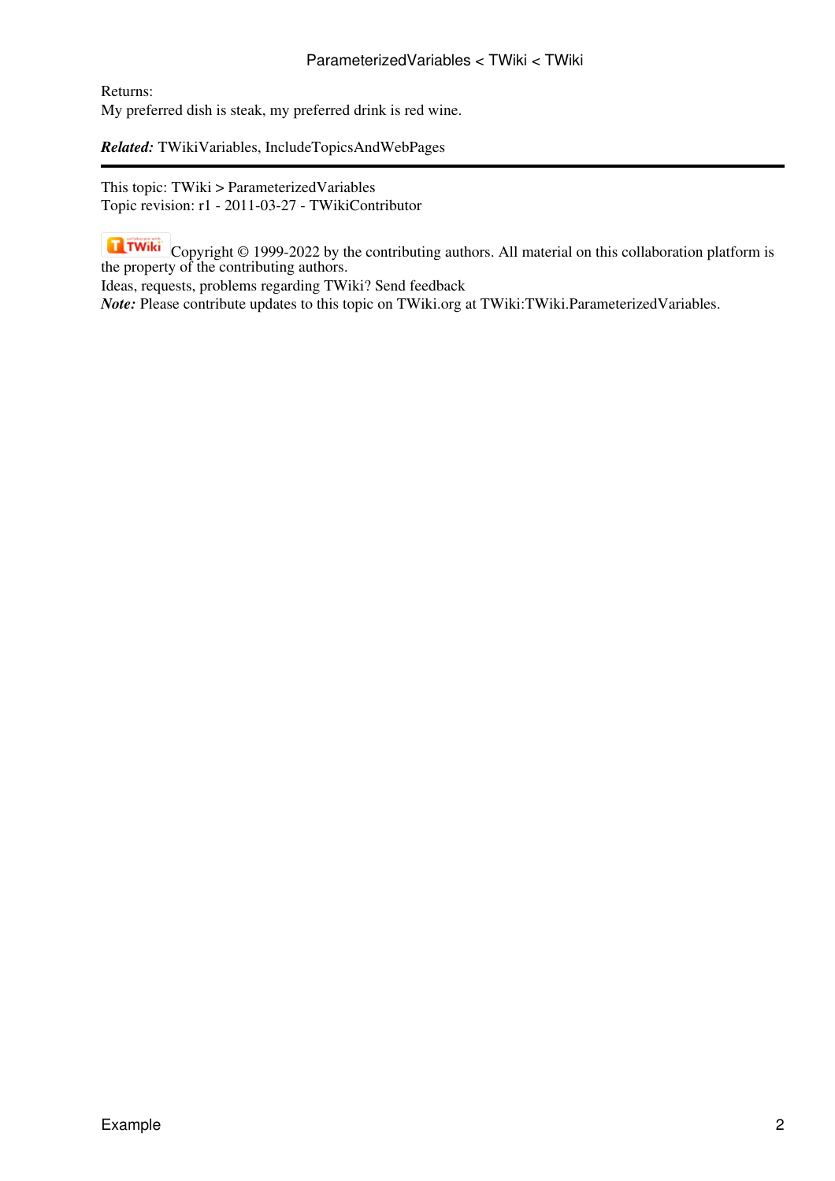Returns:
My preferred dish is steak, my preferred drink is red wine.

***Related:*** TWikiVariables, IncludeTopicsAndWebPages

---

This topic: TWiki > ParameterizedVariables
Topic revision: r1 - 2011-03-27 - TWikiContributor

Copyright © 1999-2022 by the contributing authors. All material on this collaboration platform is the property of the contributing authors.
Ideas, requests, problems regarding TWiki? Send feedback
***Note:*** Please contribute updates to this topic on TWiki.org at TWiki:TWiki.ParameterizedVariables.